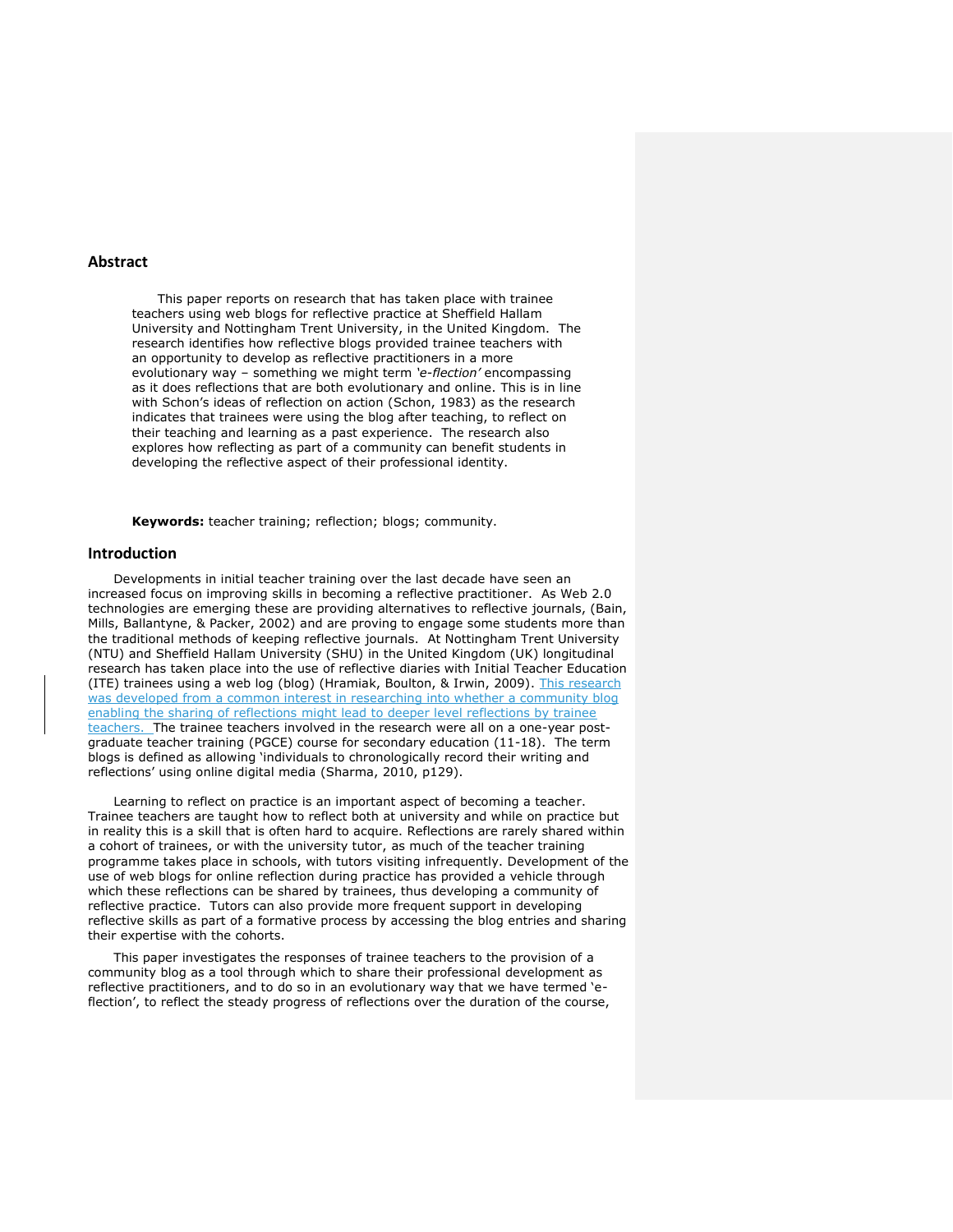## Abstract

This paper reports on research that has taken place with trainee teachers using web blogs for reflective practice at Sheffield Hallam University and Nottingham Trent University, in the United Kingdom. The research identifies how reflective blogs provided trainee teachers with an opportunity to develop as reflective practitioners in a more evolutionary way – something we might term *'e-flection'* encompassing as it does reflections that are both evolutionary and online. This is in line with Schon's ideas of reflection on action (Schon, 1983) as the research indicates that trainees were using the blog after teaching, to reflect on their teaching and learning as a past experience. The research also explores how reflecting as part of a community can benefit students in developing the reflective aspect of their professional identity.

**Keywords:** teacher training; reflection; blogs; community.

## Introduction

Developments in initial teacher training over the last decade have seen an increased focus on improving skills in becoming a reflective practitioner. As Web 2.0 technologies are emerging these are providing alternatives to reflective journals, (Bain, Mills, Ballantyne, & Packer, 2002) and are proving to engage some students more than the traditional methods of keeping reflective journals. At Nottingham Trent University (NTU) and Sheffield Hallam University (SHU) in the United Kingdom (UK) longitudinal research has taken place into the use of reflective diaries with Initial Teacher Education (ITE) trainees using a web log (blog) (Hramiak, Boulton, & Irwin, 2009). This research was developed from a common interest in researching into whether a community blog enabling the sharing of reflections might lead to deeper level reflections by trainee teachers. The trainee teachers involved in the research were all on a one-year post-graduate teacher training (PGCE) course for secondary education (11-18). The term blogs is defined as allowing 'individuals to chronologically record their writing and reflections' using online digital media (Sharma, 2010, p129).

Learning to reflect on practice is an important aspect of becoming a teacher. Trainee teachers are taught how to reflect both at university and while on practice but in reality this is a skill that is often hard to acquire. Reflections are rarely shared within a cohort of trainees, or with the university tutor, as much of the teacher training programme takes place in schools, with tutors visiting infrequently. Development of the use of web blogs for online reflection during practice has provided a vehicle through which these reflections can be shared by trainees, thus developing a community of reflective practice. Tutors can also provide more frequent support in developing reflective skills as part of a formative process by accessing the blog entries and sharing their expertise with the cohorts.

This paper investigates the responses of trainee teachers to the provision of a community blog as a tool through which to share their professional development as reflective practitioners, and to do so in an evolutionary way that we have termed 'e-flection', to reflect the steady progress of reflections over the duration of the course,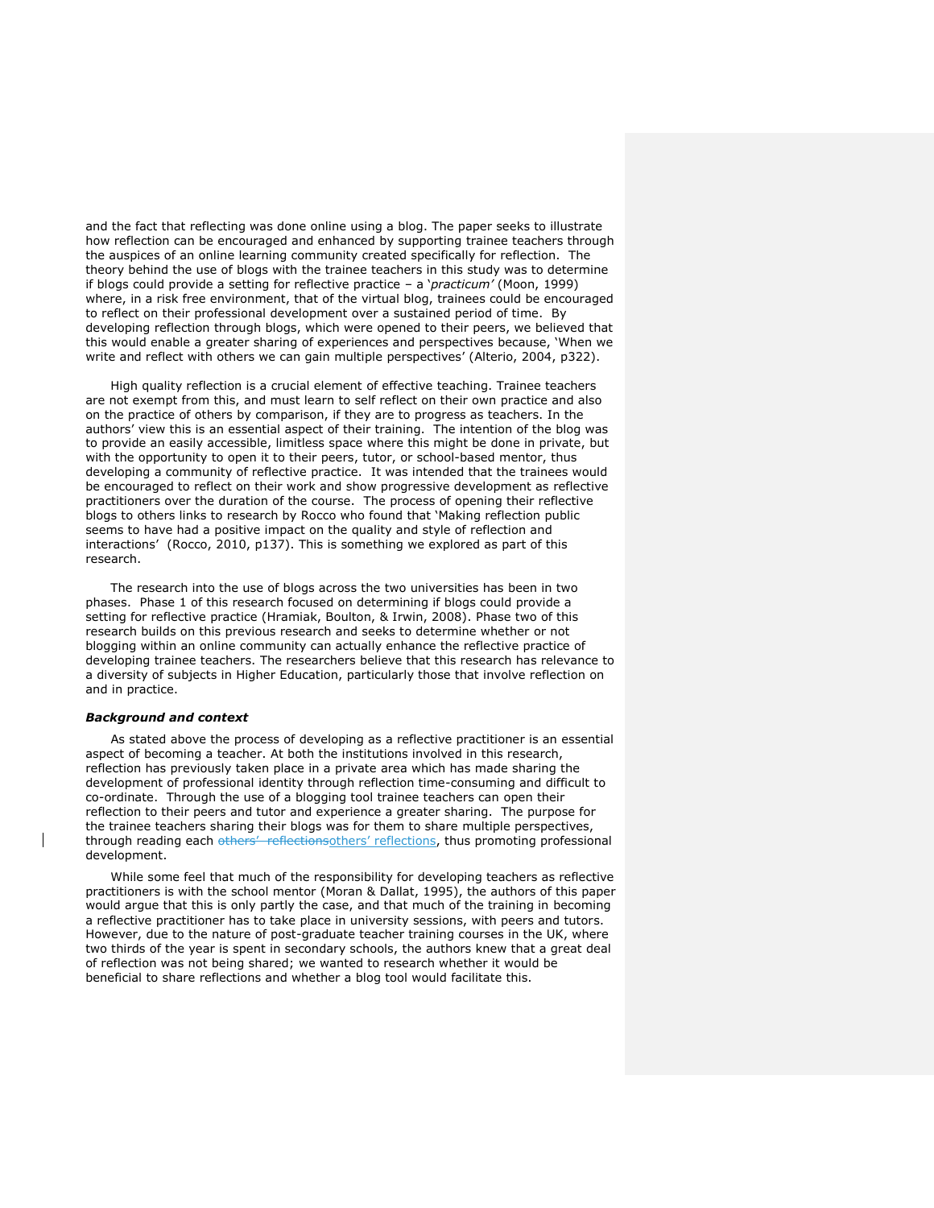and the fact that reflecting was done online using a blog. The paper seeks to illustrate how reflection can be encouraged and enhanced by supporting trainee teachers through the auspices of an online learning community created specifically for reflection. The theory behind the use of blogs with the trainee teachers in this study was to determine if blogs could provide a setting for reflective practice – a '*practicum*' (Moon, 1999) where, in a risk free environment, that of the virtual blog, trainees could be encouraged to reflect on their professional development over a sustained period of time. By developing reflection through blogs, which were opened to their peers, we believed that this would enable a greater sharing of experiences and perspectives because, 'When we write and reflect with others we can gain multiple perspectives' (Alterio, 2004, p322).

High quality reflection is a crucial element of effective teaching. Trainee teachers are not exempt from this, and must learn to self reflect on their own practice and also on the practice of others by comparison, if they are to progress as teachers. In the authors' view this is an essential aspect of their training. The intention of the blog was to provide an easily accessible, limitless space where this might be done in private, but with the opportunity to open it to their peers, tutor, or school-based mentor, thus developing a community of reflective practice. It was intended that the trainees would be encouraged to reflect on their work and show progressive development as reflective practitioners over the duration of the course. The process of opening their reflective blogs to others links to research by Rocco who found that 'Making reflection public seems to have had a positive impact on the quality and style of reflection and interactions' (Rocco, 2010, p137). This is something we explored as part of this research.

The research into the use of blogs across the two universities has been in two phases. Phase 1 of this research focused on determining if blogs could provide a setting for reflective practice (Hramiak, Boulton, & Irwin, 2008). Phase two of this research builds on this previous research and seeks to determine whether or not blogging within an online community can actually enhance the reflective practice of developing trainee teachers. The researchers believe that this research has relevance to a diversity of subjects in Higher Education, particularly those that involve reflection on and in practice.

***Background and context***

As stated above the process of developing as a reflective practitioner is an essential aspect of becoming a teacher. At both the institutions involved in this research, reflection has previously taken place in a private area which has made sharing the development of professional identity through reflection time-consuming and difficult to co-ordinate. Through the use of a blogging tool trainee teachers can open their reflection to their peers and tutor and experience a greater sharing. The purpose for the trainee teachers sharing their blogs was for them to share multiple perspectives, through reading each ~~others'  reflections~~others' reflections, thus promoting professional development.

While some feel that much of the responsibility for developing teachers as reflective practitioners is with the school mentor (Moran & Dallat, 1995), the authors of this paper would argue that this is only partly the case, and that much of the training in becoming a reflective practitioner has to take place in university sessions, with peers and tutors. However, due to the nature of post-graduate teacher training courses in the UK, where two thirds of the year is spent in secondary schools, the authors knew that a great deal of reflection was not being shared; we wanted to research whether it would be beneficial to share reflections and whether a blog tool would facilitate this.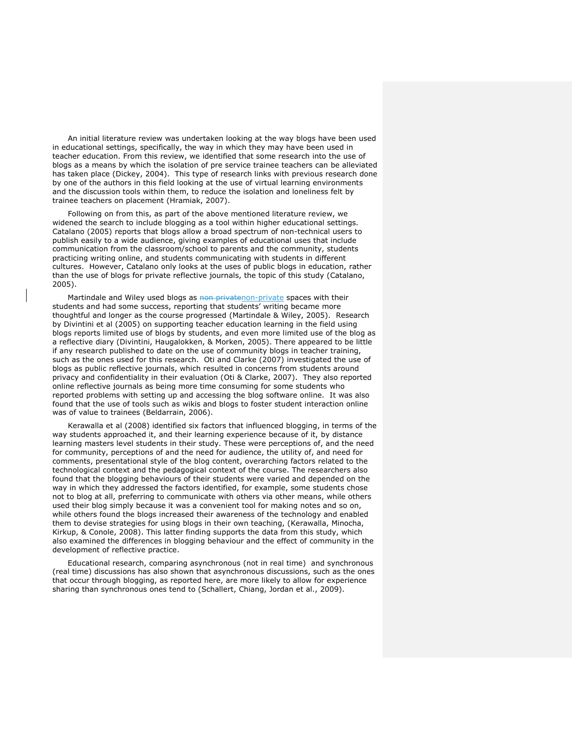An initial literature review was undertaken looking at the way blogs have been used in educational settings, specifically, the way in which they may have been used in teacher education. From this review, we identified that some research into the use of blogs as a means by which the isolation of pre service trainee teachers can be alleviated has taken place (Dickey, 2004). This type of research links with previous research done by one of the authors in this field looking at the use of virtual learning environments and the discussion tools within them, to reduce the isolation and loneliness felt by trainee teachers on placement (Hramiak, 2007).

Following on from this, as part of the above mentioned literature review, we widened the search to include blogging as a tool within higher educational settings. Catalano (2005) reports that blogs allow a broad spectrum of non-technical users to publish easily to a wide audience, giving examples of educational uses that include communication from the classroom/school to parents and the community, students practicing writing online, and students communicating with students in different cultures. However, Catalano only looks at the uses of public blogs in education, rather than the use of blogs for private reflective journals, the topic of this study (Catalano, 2005).

Martindale and Wiley used blogs as non-private spaces with their students and had some success, reporting that students' writing became more thoughtful and longer as the course progressed (Martindale & Wiley, 2005). Research by Divintini et al (2005) on supporting teacher education learning in the field using blogs reports limited use of blogs by students, and even more limited use of the blog as a reflective diary (Divintini, Haugalokken, & Morken, 2005). There appeared to be little if any research published to date on the use of community blogs in teacher training, such as the ones used for this research. Oti and Clarke (2007) investigated the use of blogs as public reflective journals, which resulted in concerns from students around privacy and confidentiality in their evaluation (Oti & Clarke, 2007). They also reported online reflective journals as being more time consuming for some students who reported problems with setting up and accessing the blog software online. It was also found that the use of tools such as wikis and blogs to foster student interaction online was of value to trainees (Beldarrain, 2006).

Kerawalla et al (2008) identified six factors that influenced blogging, in terms of the way students approached it, and their learning experience because of it, by distance learning masters level students in their study. These were perceptions of, and the need for community, perceptions of and the need for audience, the utility of, and need for comments, presentational style of the blog content, overarching factors related to the technological context and the pedagogical context of the course. The researchers also found that the blogging behaviours of their students were varied and depended on the way in which they addressed the factors identified, for example, some students chose not to blog at all, preferring to communicate with others via other means, while others used their blog simply because it was a convenient tool for making notes and so on, while others found the blogs increased their awareness of the technology and enabled them to devise strategies for using blogs in their own teaching, (Kerawalla, Minocha, Kirkup, & Conole, 2008). This latter finding supports the data from this study, which also examined the differences in blogging behaviour and the effect of community in the development of reflective practice.

Educational research, comparing asynchronous (not in real time) and synchronous (real time) discussions has also shown that asynchronous discussions, such as the ones that occur through blogging, as reported here, are more likely to allow for experience sharing than synchronous ones tend to (Schallert, Chiang, Jordan et al., 2009).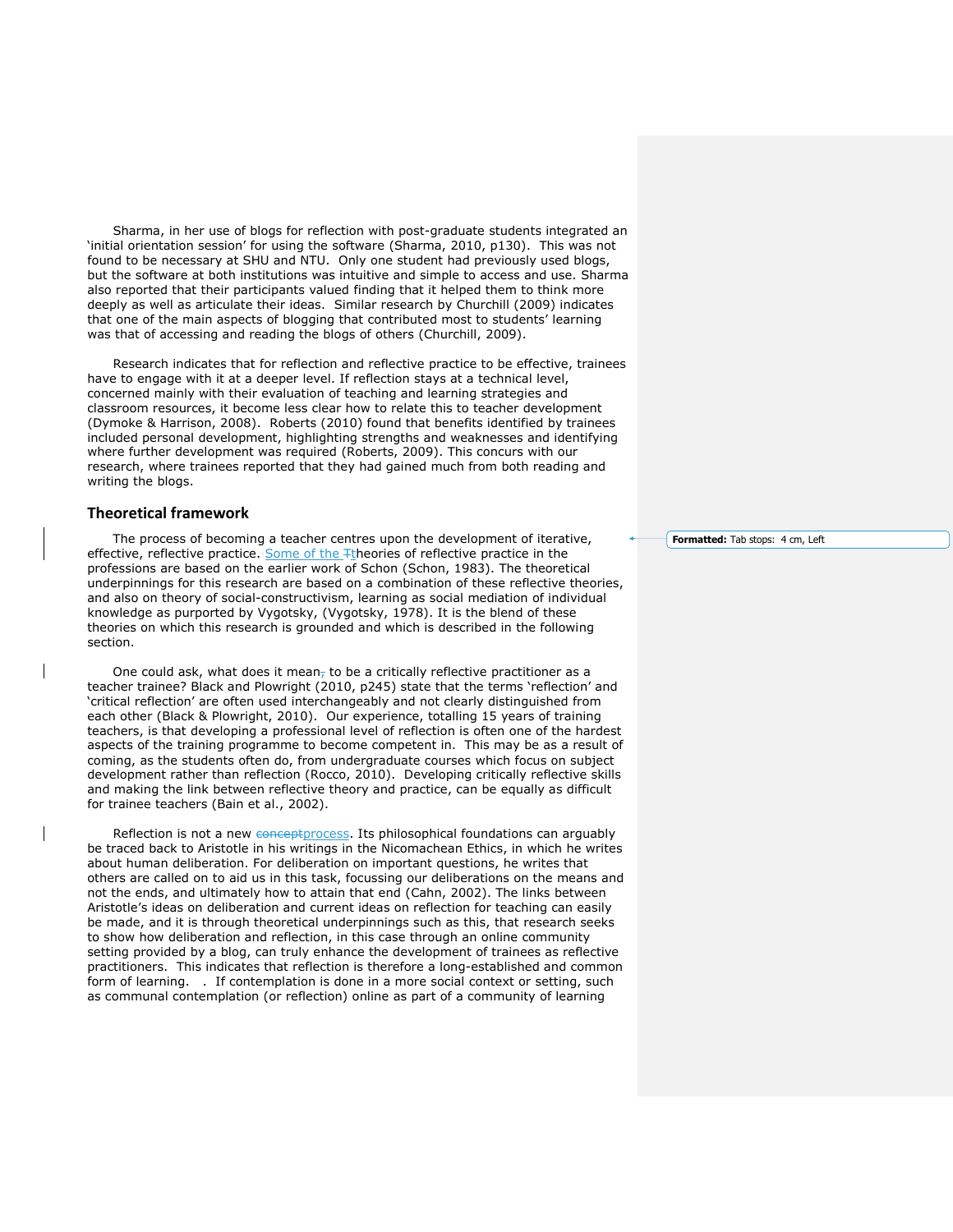Sharma, in her use of blogs for reflection with post-graduate students integrated an 'initial orientation session' for using the software (Sharma, 2010, p130). This was not found to be necessary at SHU and NTU. Only one student had previously used blogs, but the software at both institutions was intuitive and simple to access and use. Sharma also reported that their participants valued finding that it helped them to think more deeply as well as articulate their ideas. Similar research by Churchill (2009) indicates that one of the main aspects of blogging that contributed most to students' learning was that of accessing and reading the blogs of others (Churchill, 2009).

Research indicates that for reflection and reflective practice to be effective, trainees have to engage with it at a deeper level. If reflection stays at a technical level, concerned mainly with their evaluation of teaching and learning strategies and classroom resources, it become less clear how to relate this to teacher development (Dymoke & Harrison, 2008). Roberts (2010) found that benefits identified by trainees included personal development, highlighting strengths and weaknesses and identifying where further development was required (Roberts, 2009). This concurs with our research, where trainees reported that they had gained much from both reading and writing the blogs.

## Theoretical framework

The process of becoming a teacher centres upon the development of iterative, effective, reflective practice. Some of the theories of reflective practice in the professions are based on the earlier work of Schon (Schon, 1983). The theoretical underpinnings for this research are based on a combination of these reflective theories, and also on theory of social-constructivism, learning as social mediation of individual knowledge as purported by Vygotsky, (Vygotsky, 1978). It is the blend of these theories on which this research is grounded and which is described in the following section.

One could ask, what does it mean to be a critically reflective practitioner as a teacher trainee? Black and Plowright (2010, p245) state that the terms 'reflection' and 'critical reflection' are often used interchangeably and not clearly distinguished from each other (Black & Plowright, 2010). Our experience, totalling 15 years of training teachers, is that developing a professional level of reflection is often one of the hardest aspects of the training programme to become competent in. This may be as a result of coming, as the students often do, from undergraduate courses which focus on subject development rather than reflection (Rocco, 2010). Developing critically reflective skills and making the link between reflective theory and practice, can be equally as difficult for trainee teachers (Bain et al., 2002).

Reflection is not a new process. Its philosophical foundations can arguably be traced back to Aristotle in his writings in the Nicomachean Ethics, in which he writes about human deliberation. For deliberation on important questions, he writes that others are called on to aid us in this task, focussing our deliberations on the means and not the ends, and ultimately how to attain that end (Cahn, 2002). The links between Aristotle's ideas on deliberation and current ideas on reflection for teaching can easily be made, and it is through theoretical underpinnings such as this, that research seeks to show how deliberation and reflection, in this case through an online community setting provided by a blog, can truly enhance the development of trainees as reflective practitioners. This indicates that reflection is therefore a long-established and common form of learning. . If contemplation is done in a more social context or setting, such as communal contemplation (or reflection) online as part of a community of learning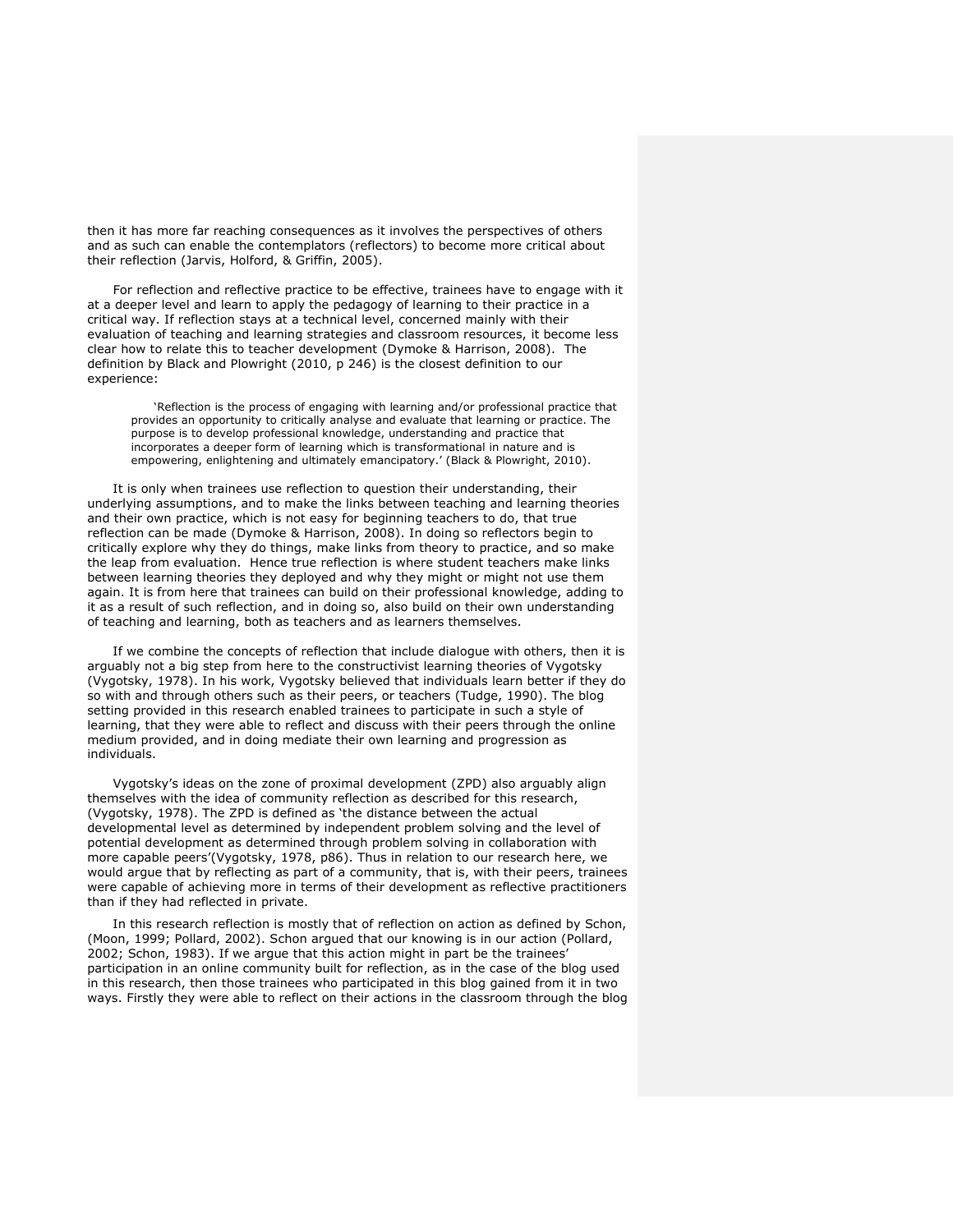then it has more far reaching consequences as it involves the perspectives of others and as such can enable the contemplators (reflectors) to become more critical about their reflection (Jarvis, Holford, & Griffin, 2005).

For reflection and reflective practice to be effective, trainees have to engage with it at a deeper level and learn to apply the pedagogy of learning to their practice in a critical way. If reflection stays at a technical level, concerned mainly with their evaluation of teaching and learning strategies and classroom resources, it become less clear how to relate this to teacher development (Dymoke & Harrison, 2008). The definition by Black and Plowright (2010, p 246) is the closest definition to our experience:

> 'Reflection is the process of engaging with learning and/or professional practice that provides an opportunity to critically analyse and evaluate that learning or practice. The purpose is to develop professional knowledge, understanding and practice that incorporates a deeper form of learning which is transformational in nature and is empowering, enlightening and ultimately emancipatory.' (Black & Plowright, 2010).

It is only when trainees use reflection to question their understanding, their underlying assumptions, and to make the links between teaching and learning theories and their own practice, which is not easy for beginning teachers to do, that true reflection can be made (Dymoke & Harrison, 2008). In doing so reflectors begin to critically explore why they do things, make links from theory to practice, and so make the leap from evaluation. Hence true reflection is where student teachers make links between learning theories they deployed and why they might or might not use them again. It is from here that trainees can build on their professional knowledge, adding to it as a result of such reflection, and in doing so, also build on their own understanding of teaching and learning, both as teachers and as learners themselves.

If we combine the concepts of reflection that include dialogue with others, then it is arguably not a big step from here to the constructivist learning theories of Vygotsky (Vygotsky, 1978). In his work, Vygotsky believed that individuals learn better if they do so with and through others such as their peers, or teachers (Tudge, 1990). The blog setting provided in this research enabled trainees to participate in such a style of learning, that they were able to reflect and discuss with their peers through the online medium provided, and in doing mediate their own learning and progression as individuals.

Vygotsky's ideas on the zone of proximal development (ZPD) also arguably align themselves with the idea of community reflection as described for this research, (Vygotsky, 1978). The ZPD is defined as 'the distance between the actual developmental level as determined by independent problem solving and the level of potential development as determined through problem solving in collaboration with more capable peers'(Vygotsky, 1978, p86). Thus in relation to our research here, we would argue that by reflecting as part of a community, that is, with their peers, trainees were capable of achieving more in terms of their development as reflective practitioners than if they had reflected in private.

In this research reflection is mostly that of reflection on action as defined by Schon, (Moon, 1999; Pollard, 2002). Schon argued that our knowing is in our action (Pollard, 2002; Schon, 1983). If we argue that this action might in part be the trainees' participation in an online community built for reflection, as in the case of the blog used in this research, then those trainees who participated in this blog gained from it in two ways. Firstly they were able to reflect on their actions in the classroom through the blog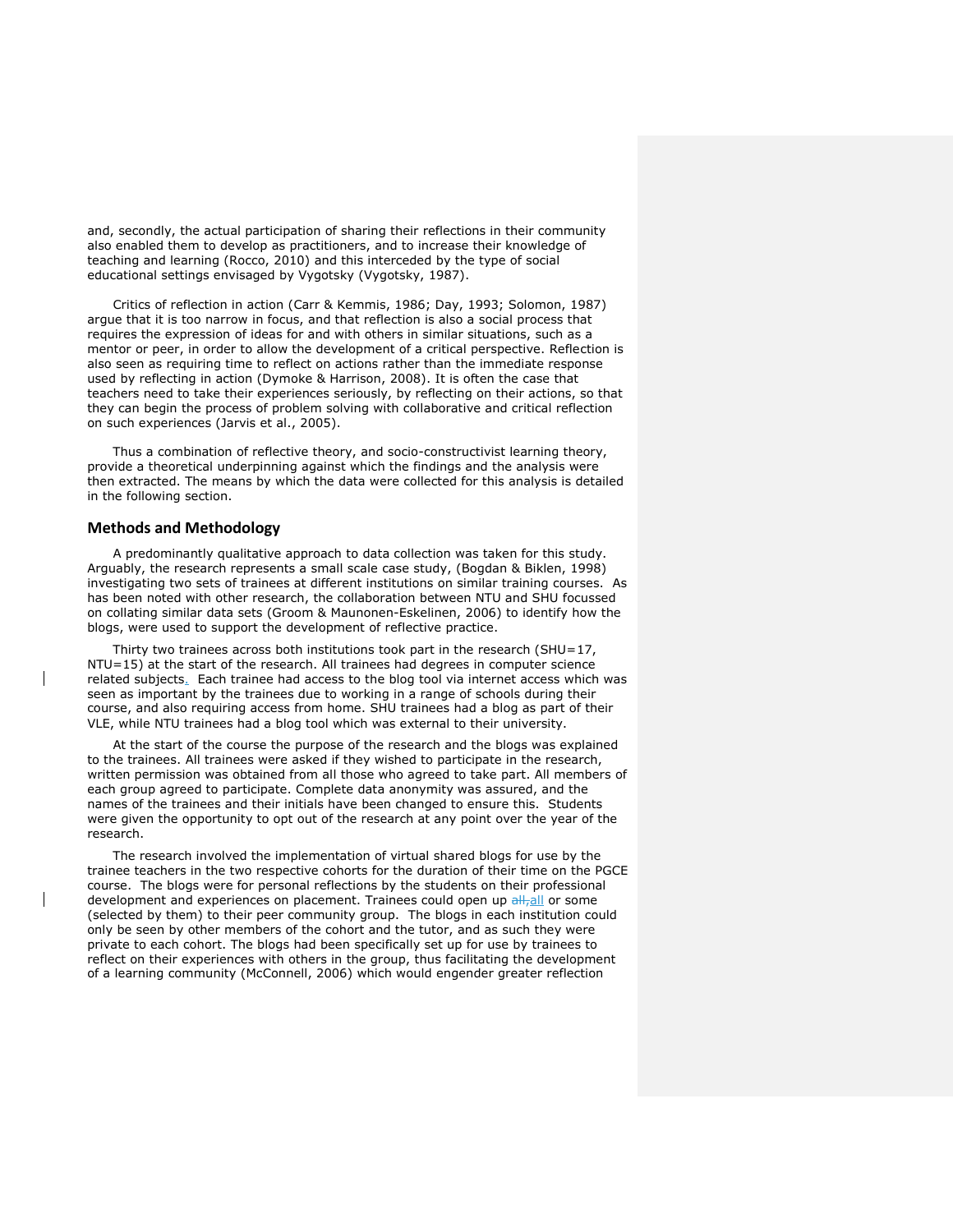and, secondly, the actual participation of sharing their reflections in their community also enabled them to develop as practitioners, and to increase their knowledge of teaching and learning (Rocco, 2010) and this interceded by the type of social educational settings envisaged by Vygotsky (Vygotsky, 1987).

Critics of reflection in action (Carr & Kemmis, 1986; Day, 1993; Solomon, 1987) argue that it is too narrow in focus, and that reflection is also a social process that requires the expression of ideas for and with others in similar situations, such as a mentor or peer, in order to allow the development of a critical perspective. Reflection is also seen as requiring time to reflect on actions rather than the immediate response used by reflecting in action (Dymoke & Harrison, 2008). It is often the case that teachers need to take their experiences seriously, by reflecting on their actions, so that they can begin the process of problem solving with collaborative and critical reflection on such experiences (Jarvis et al., 2005).

Thus a combination of reflective theory, and socio-constructivist learning theory, provide a theoretical underpinning against which the findings and the analysis were then extracted. The means by which the data were collected for this analysis is detailed in the following section.

## Methods and Methodology

A predominantly qualitative approach to data collection was taken for this study. Arguably, the research represents a small scale case study, (Bogdan & Biklen, 1998) investigating two sets of trainees at different institutions on similar training courses. As has been noted with other research, the collaboration between NTU and SHU focussed on collating similar data sets (Groom & Maunonen-Eskelinen, 2006) to identify how the blogs, were used to support the development of reflective practice.

Thirty two trainees across both institutions took part in the research (SHU=17, NTU=15) at the start of the research. All trainees had degrees in computer science related subjects. Each trainee had access to the blog tool via internet access which was seen as important by the trainees due to working in a range of schools during their course, and also requiring access from home. SHU trainees had a blog as part of their VLE, while NTU trainees had a blog tool which was external to their university.

At the start of the course the purpose of the research and the blogs was explained to the trainees. All trainees were asked if they wished to participate in the research, written permission was obtained from all those who agreed to take part. All members of each group agreed to participate. Complete data anonymity was assured, and the names of the trainees and their initials have been changed to ensure this. Students were given the opportunity to opt out of the research at any point over the year of the research.

The research involved the implementation of virtual shared blogs for use by the trainee teachers in the two respective cohorts for the duration of their time on the PGCE course. The blogs were for personal reflections by the students on their professional development and experiences on placement. Trainees could open up all or some (selected by them) to their peer community group. The blogs in each institution could only be seen by other members of the cohort and the tutor, and as such they were private to each cohort. The blogs had been specifically set up for use by trainees to reflect on their experiences with others in the group, thus facilitating the development of a learning community (McConnell, 2006) which would engender greater reflection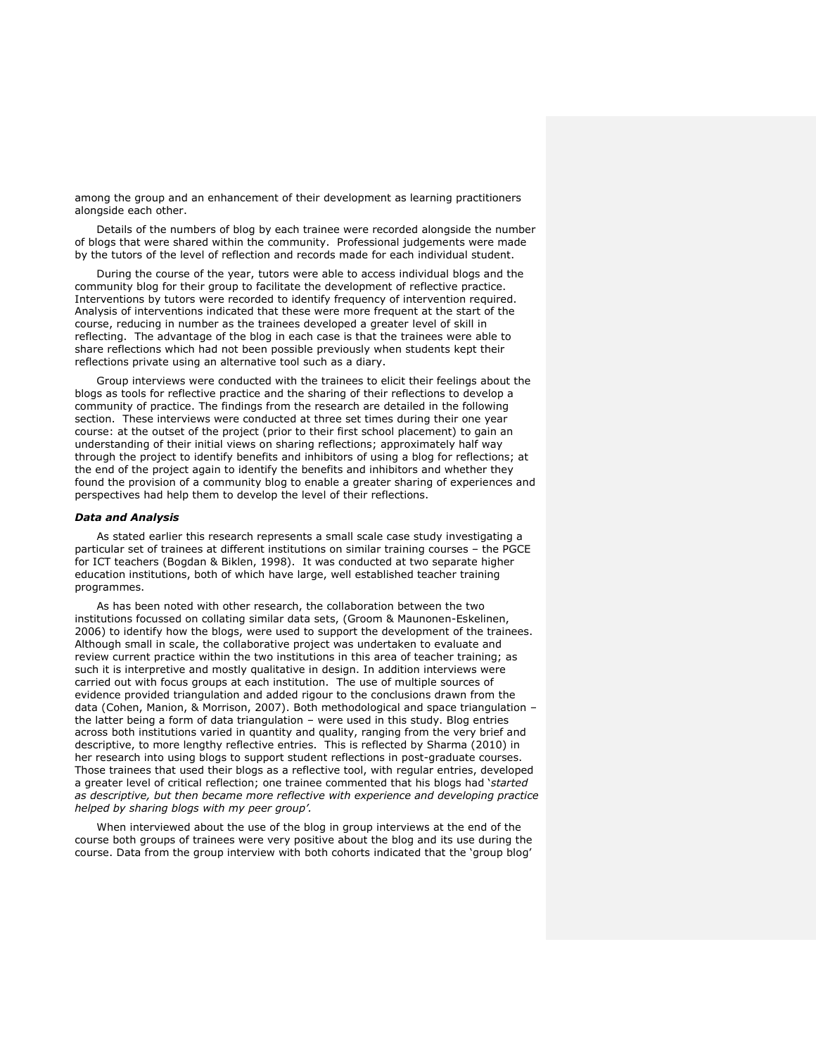among the group and an enhancement of their development as learning practitioners alongside each other.

Details of the numbers of blog by each trainee were recorded alongside the number of blogs that were shared within the community. Professional judgements were made by the tutors of the level of reflection and records made for each individual student.

During the course of the year, tutors were able to access individual blogs and the community blog for their group to facilitate the development of reflective practice. Interventions by tutors were recorded to identify frequency of intervention required. Analysis of interventions indicated that these were more frequent at the start of the course, reducing in number as the trainees developed a greater level of skill in reflecting. The advantage of the blog in each case is that the trainees were able to share reflections which had not been possible previously when students kept their reflections private using an alternative tool such as a diary.

Group interviews were conducted with the trainees to elicit their feelings about the blogs as tools for reflective practice and the sharing of their reflections to develop a community of practice. The findings from the research are detailed in the following section. These interviews were conducted at three set times during their one year course: at the outset of the project (prior to their first school placement) to gain an understanding of their initial views on sharing reflections; approximately half way through the project to identify benefits and inhibitors of using a blog for reflections; at the end of the project again to identify the benefits and inhibitors and whether they found the provision of a community blog to enable a greater sharing of experiences and perspectives had help them to develop the level of their reflections.

***Data and Analysis***

As stated earlier this research represents a small scale case study investigating a particular set of trainees at different institutions on similar training courses – the PGCE for ICT teachers (Bogdan & Biklen, 1998). It was conducted at two separate higher education institutions, both of which have large, well established teacher training programmes.

As has been noted with other research, the collaboration between the two institutions focussed on collating similar data sets, (Groom & Maunonen-Eskelinen, 2006) to identify how the blogs, were used to support the development of the trainees. Although small in scale, the collaborative project was undertaken to evaluate and review current practice within the two institutions in this area of teacher training; as such it is interpretive and mostly qualitative in design. In addition interviews were carried out with focus groups at each institution. The use of multiple sources of evidence provided triangulation and added rigour to the conclusions drawn from the data (Cohen, Manion, & Morrison, 2007). Both methodological and space triangulation – the latter being a form of data triangulation – were used in this study. Blog entries across both institutions varied in quantity and quality, ranging from the very brief and descriptive, to more lengthy reflective entries. This is reflected by Sharma (2010) in her research into using blogs to support student reflections in post-graduate courses. Those trainees that used their blogs as a reflective tool, with regular entries, developed a greater level of critical reflection; one trainee commented that his blogs had '*started as descriptive, but then became more reflective with experience and developing practice helped by sharing blogs with my peer group'.*

When interviewed about the use of the blog in group interviews at the end of the course both groups of trainees were very positive about the blog and its use during the course. Data from the group interview with both cohorts indicated that the 'group blog'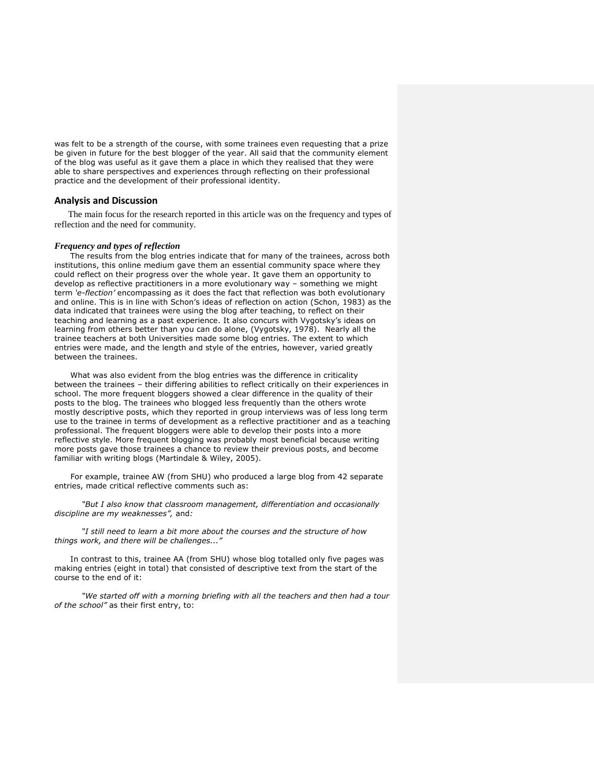was felt to be a strength of the course, with some trainees even requesting that a prize be given in future for the best blogger of the year. All said that the community element of the blog was useful as it gave them a place in which they realised that they were able to share perspectives and experiences through reflecting on their professional practice and the development of their professional identity.

## Analysis and Discussion

The main focus for the research reported in this article was on the frequency and types of reflection and the need for community.

### *Frequency and types of reflection*

The results from the blog entries indicate that for many of the trainees, across both institutions, this online medium gave them an essential community space where they could reflect on their progress over the whole year. It gave them an opportunity to develop as reflective practitioners in a more evolutionary way – something we might term *'e-flection'* encompassing as it does the fact that reflection was both evolutionary and online. This is in line with Schon's ideas of reflection on action (Schon, 1983) as the data indicated that trainees were using the blog after teaching, to reflect on their teaching and learning as a past experience. It also concurs with Vygotsky's ideas on learning from others better than you can do alone, (Vygotsky, 1978). Nearly all the trainee teachers at both Universities made some blog entries. The extent to which entries were made, and the length and style of the entries, however, varied greatly between the trainees.

What was also evident from the blog entries was the difference in criticality between the trainees – their differing abilities to reflect critically on their experiences in school. The more frequent bloggers showed a clear difference in the quality of their posts to the blog. The trainees who blogged less frequently than the others wrote mostly descriptive posts, which they reported in group interviews was of less long term use to the trainee in terms of development as a reflective practitioner and as a teaching professional. The frequent bloggers were able to develop their posts into a more reflective style. More frequent blogging was probably most beneficial because writing more posts gave those trainees a chance to review their previous posts, and become familiar with writing blogs (Martindale & Wiley, 2005).

For example, trainee AW (from SHU) who produced a large blog from 42 separate entries, made critical reflective comments such as:

*"But I also know that classroom management, differentiation and occasionally discipline are my weaknesses",* and:

*"I still need to learn a bit more about the courses and the structure of how things work, and there will be challenges..."*

In contrast to this, trainee AA (from SHU) whose blog totalled only five pages was making entries (eight in total) that consisted of descriptive text from the start of the course to the end of it:

*"We started off with a morning briefing with all the teachers and then had a tour of the school"* as their first entry, to: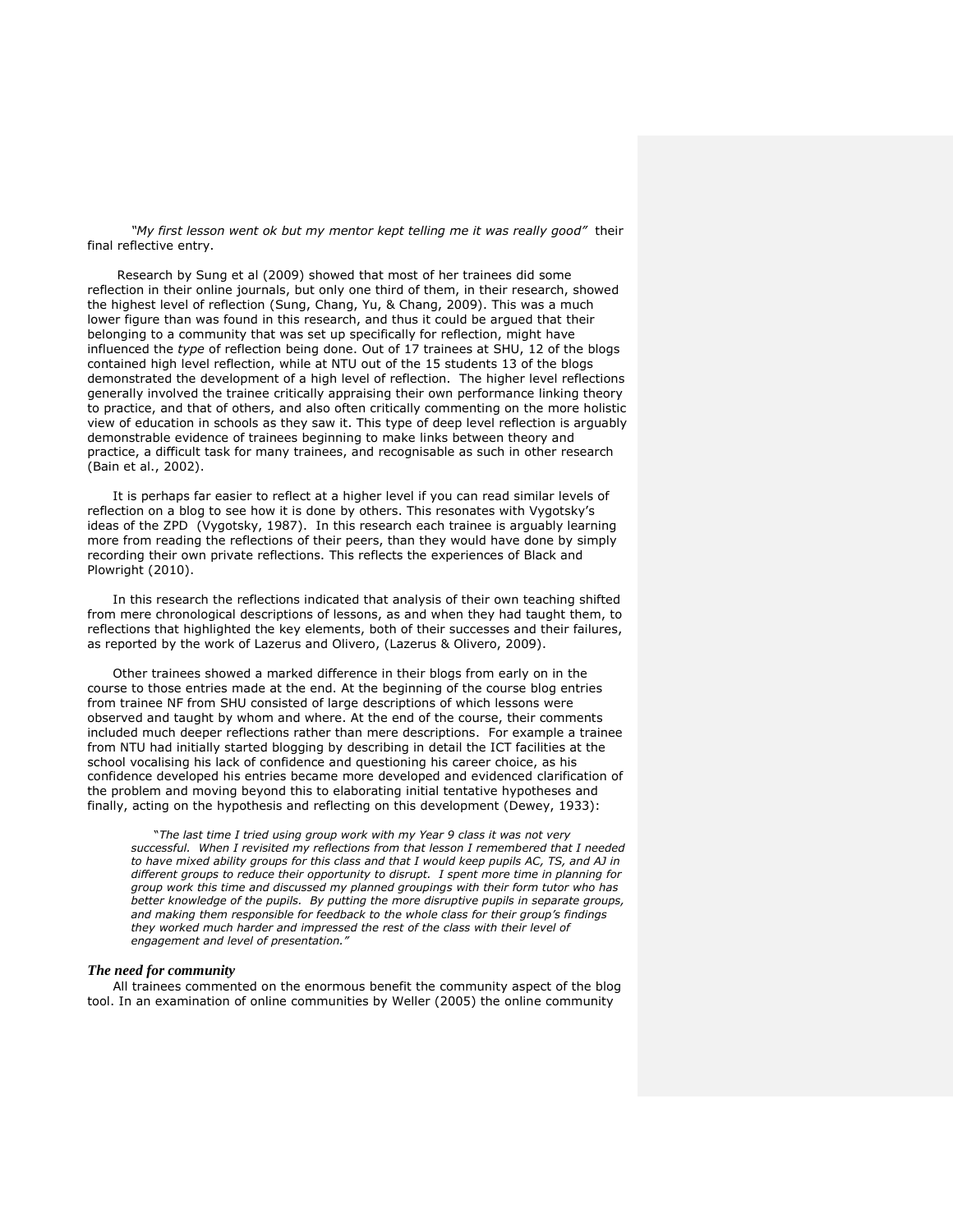*"My first lesson went ok but my mentor kept telling me it was really good"* their final reflective entry.

Research by Sung et al (2009) showed that most of her trainees did some reflection in their online journals, but only one third of them, in their research, showed the highest level of reflection (Sung, Chang, Yu, & Chang, 2009). This was a much lower figure than was found in this research, and thus it could be argued that their belonging to a community that was set up specifically for reflection, might have influenced the *type* of reflection being done. Out of 17 trainees at SHU, 12 of the blogs contained high level reflection, while at NTU out of the 15 students 13 of the blogs demonstrated the development of a high level of reflection. The higher level reflections generally involved the trainee critically appraising their own performance linking theory to practice, and that of others, and also often critically commenting on the more holistic view of education in schools as they saw it. This type of deep level reflection is arguably demonstrable evidence of trainees beginning to make links between theory and practice, a difficult task for many trainees, and recognisable as such in other research (Bain et al., 2002).

It is perhaps far easier to reflect at a higher level if you can read similar levels of reflection on a blog to see how it is done by others. This resonates with Vygotsky's ideas of the ZPD (Vygotsky, 1987). In this research each trainee is arguably learning more from reading the reflections of their peers, than they would have done by simply recording their own private reflections. This reflects the experiences of Black and Plowright (2010).

In this research the reflections indicated that analysis of their own teaching shifted from mere chronological descriptions of lessons, as and when they had taught them, to reflections that highlighted the key elements, both of their successes and their failures, as reported by the work of Lazerus and Olivero, (Lazerus & Olivero, 2009).

Other trainees showed a marked difference in their blogs from early on in the course to those entries made at the end. At the beginning of the course blog entries from trainee NF from SHU consisted of large descriptions of which lessons were observed and taught by whom and where. At the end of the course, their comments included much deeper reflections rather than mere descriptions. For example a trainee from NTU had initially started blogging by describing in detail the ICT facilities at the school vocalising his lack of confidence and questioning his career choice, as his confidence developed his entries became more developed and evidenced clarification of the problem and moving beyond this to elaborating initial tentative hypotheses and finally, acting on the hypothesis and reflecting on this development (Dewey, 1933):

> "*The last time I tried using group work with my Year 9 class it was not very successful. When I revisited my reflections from that lesson I remembered that I needed to have mixed ability groups for this class and that I would keep pupils AC, TS, and AJ in different groups to reduce their opportunity to disrupt. I spent more time in planning for group work this time and discussed my planned groupings with their form tutor who has better knowledge of the pupils. By putting the more disruptive pupils in separate groups, and making them responsible for feedback to the whole class for their group's findings they worked much harder and impressed the rest of the class with their level of engagement and level of presentation.*"

### *The need for community*

All trainees commented on the enormous benefit the community aspect of the blog tool. In an examination of online communities by Weller (2005) the online community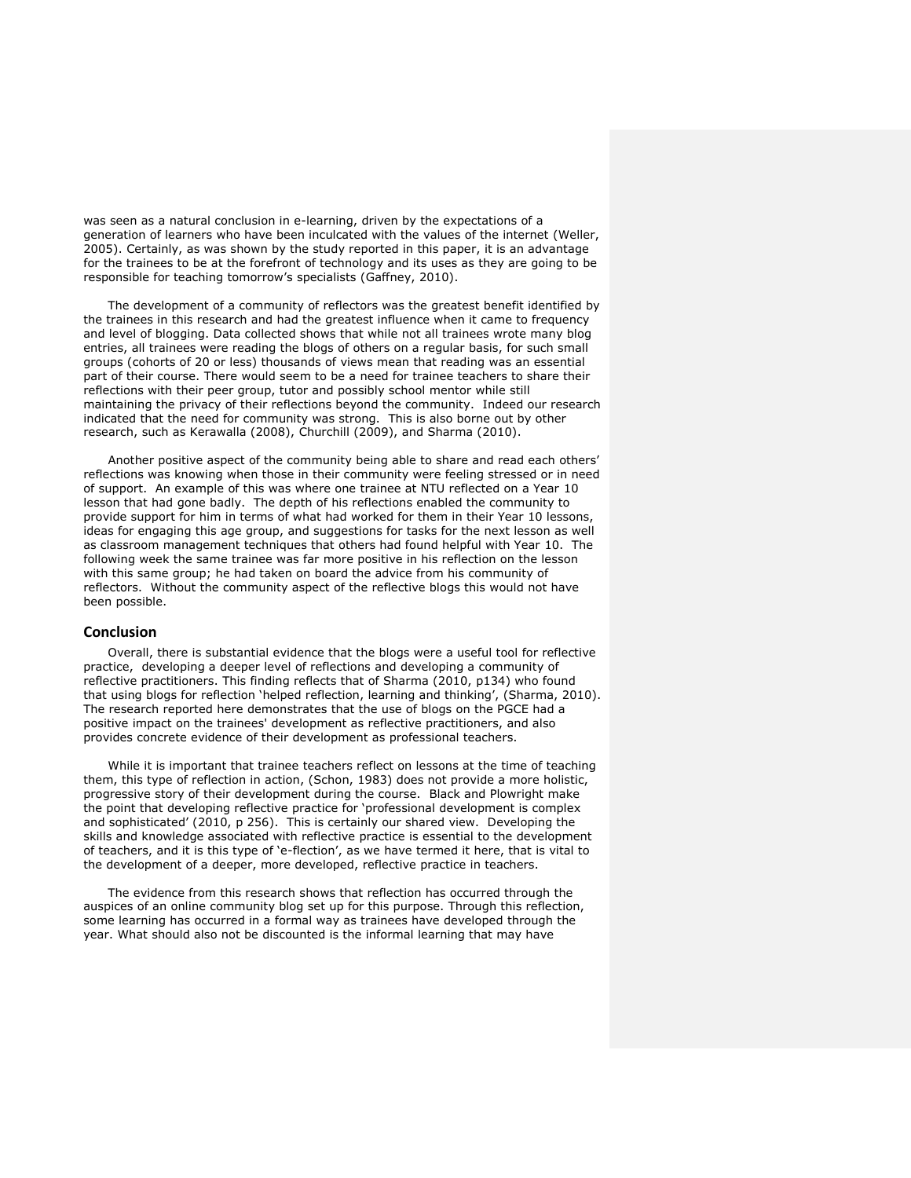was seen as a natural conclusion in e-learning, driven by the expectations of a generation of learners who have been inculcated with the values of the internet (Weller, 2005). Certainly, as was shown by the study reported in this paper, it is an advantage for the trainees to be at the forefront of technology and its uses as they are going to be responsible for teaching tomorrow's specialists (Gaffney, 2010).

The development of a community of reflectors was the greatest benefit identified by the trainees in this research and had the greatest influence when it came to frequency and level of blogging. Data collected shows that while not all trainees wrote many blog entries, all trainees were reading the blogs of others on a regular basis, for such small groups (cohorts of 20 or less) thousands of views mean that reading was an essential part of their course. There would seem to be a need for trainee teachers to share their reflections with their peer group, tutor and possibly school mentor while still maintaining the privacy of their reflections beyond the community. Indeed our research indicated that the need for community was strong. This is also borne out by other research, such as Kerawalla (2008), Churchill (2009), and Sharma (2010).

Another positive aspect of the community being able to share and read each others' reflections was knowing when those in their community were feeling stressed or in need of support. An example of this was where one trainee at NTU reflected on a Year 10 lesson that had gone badly. The depth of his reflections enabled the community to provide support for him in terms of what had worked for them in their Year 10 lessons, ideas for engaging this age group, and suggestions for tasks for the next lesson as well as classroom management techniques that others had found helpful with Year 10. The following week the same trainee was far more positive in his reflection on the lesson with this same group; he had taken on board the advice from his community of reflectors. Without the community aspect of the reflective blogs this would not have been possible.

## Conclusion

Overall, there is substantial evidence that the blogs were a useful tool for reflective practice, developing a deeper level of reflections and developing a community of reflective practitioners. This finding reflects that of Sharma (2010, p134) who found that using blogs for reflection 'helped reflection, learning and thinking', (Sharma, 2010). The research reported here demonstrates that the use of blogs on the PGCE had a positive impact on the trainees' development as reflective practitioners, and also provides concrete evidence of their development as professional teachers.

While it is important that trainee teachers reflect on lessons at the time of teaching them, this type of reflection in action, (Schon, 1983) does not provide a more holistic, progressive story of their development during the course. Black and Plowright make the point that developing reflective practice for 'professional development is complex and sophisticated' (2010, p 256). This is certainly our shared view. Developing the skills and knowledge associated with reflective practice is essential to the development of teachers, and it is this type of 'e-flection', as we have termed it here, that is vital to the development of a deeper, more developed, reflective practice in teachers.

The evidence from this research shows that reflection has occurred through the auspices of an online community blog set up for this purpose. Through this reflection, some learning has occurred in a formal way as trainees have developed through the year. What should also not be discounted is the informal learning that may have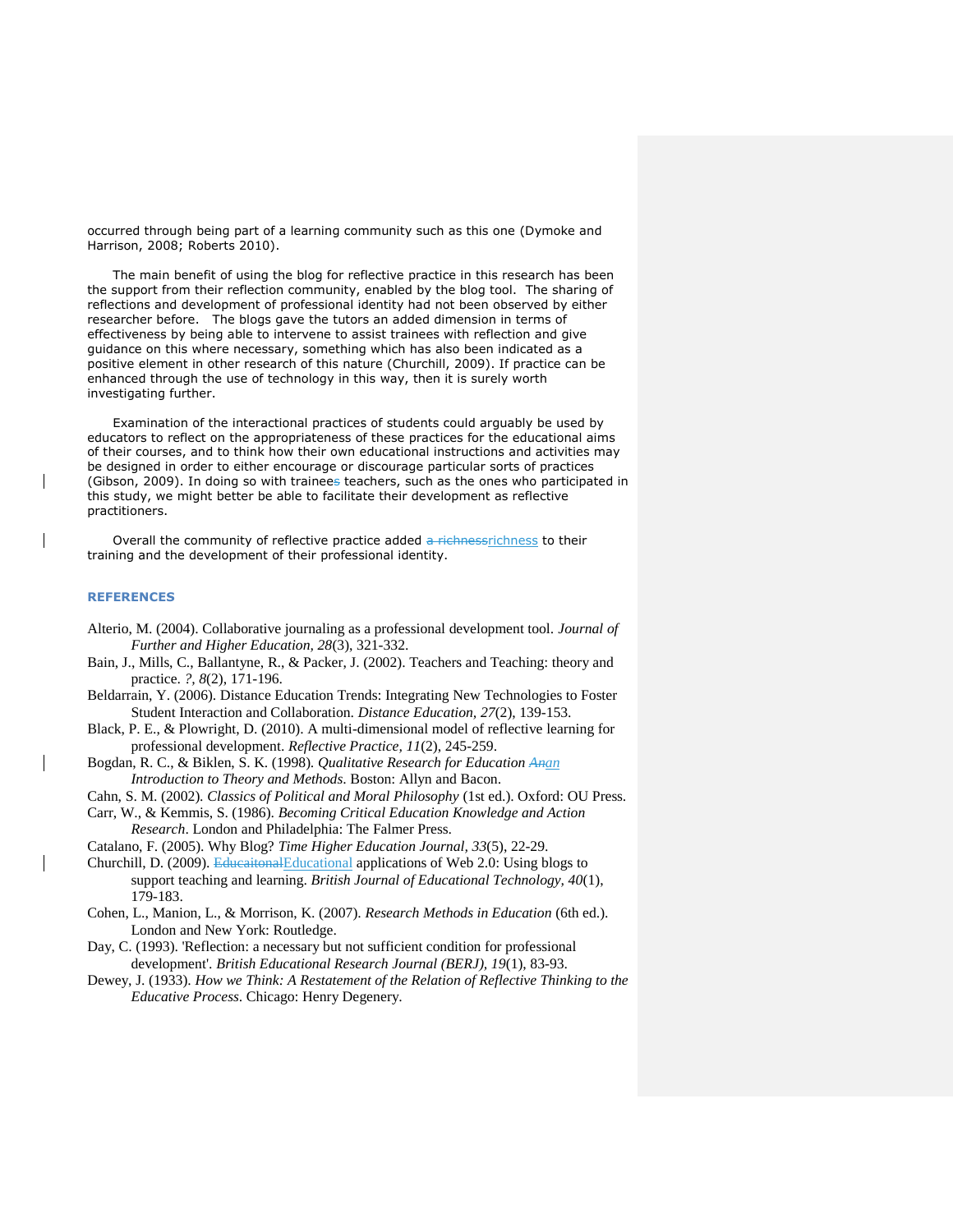occurred through being part of a learning community such as this one (Dymoke and Harrison, 2008; Roberts 2010).

The main benefit of using the blog for reflective practice in this research has been the support from their reflection community, enabled by the blog tool. The sharing of reflections and development of professional identity had not been observed by either researcher before. The blogs gave the tutors an added dimension in terms of effectiveness by being able to intervene to assist trainees with reflection and give guidance on this where necessary, something which has also been indicated as a positive element in other research of this nature (Churchill, 2009). If practice can be enhanced through the use of technology in this way, then it is surely worth investigating further.

Examination of the interactional practices of students could arguably be used by educators to reflect on the appropriateness of these practices for the educational aims of their courses, and to think how their own educational instructions and activities may be designed in order to either encourage or discourage particular sorts of practices (Gibson, 2009). In doing so with trainee teachers, such as the ones who participated in this study, we might better be able to facilitate their development as reflective practitioners.

Overall the community of reflective practice added richness to their training and the development of their professional identity.

## REFERENCES

Alterio, M. (2004). Collaborative journaling as a professional development tool. *Journal of Further and Higher Education, 28*(3), 321-332.

Bain, J., Mills, C., Ballantyne, R., & Packer, J. (2002). Teachers and Teaching: theory and practice. *?, 8*(2), 171-196.

Beldarrain, Y. (2006). Distance Education Trends: Integrating New Technologies to Foster Student Interaction and Collaboration. *Distance Education, 27*(2), 139-153.

Black, P. E., & Plowright, D. (2010). A multi-dimensional model of reflective learning for professional development. *Reflective Practice, 11*(2), 245-259.

Bogdan, R. C., & Biklen, S. K. (1998). *Qualitative Research for Education an Introduction to Theory and Methods*. Boston: Allyn and Bacon.

Cahn, S. M. (2002). *Classics of Political and Moral Philosophy* (1st ed.). Oxford: OU Press.

Carr, W., & Kemmis, S. (1986). *Becoming Critical Education Knowledge and Action Research*. London and Philadelphia: The Falmer Press.

Catalano, F. (2005). Why Blog? *Time Higher Education Journal, 33*(5), 22-29.

Churchill, D. (2009). Educational applications of Web 2.0: Using blogs to support teaching and learning. *British Journal of Educational Technology, 40*(1), 179-183.

Cohen, L., Manion, L., & Morrison, K. (2007). *Research Methods in Education* (6th ed.). London and New York: Routledge.

Day, C. (1993). 'Reflection: a necessary but not sufficient condition for professional development'. *British Educational Research Journal (BERJ), 19*(1), 83-93.

Dewey, J. (1933). *How we Think: A Restatement of the Relation of Reflective Thinking to the Educative Process*. Chicago: Henry Degenery.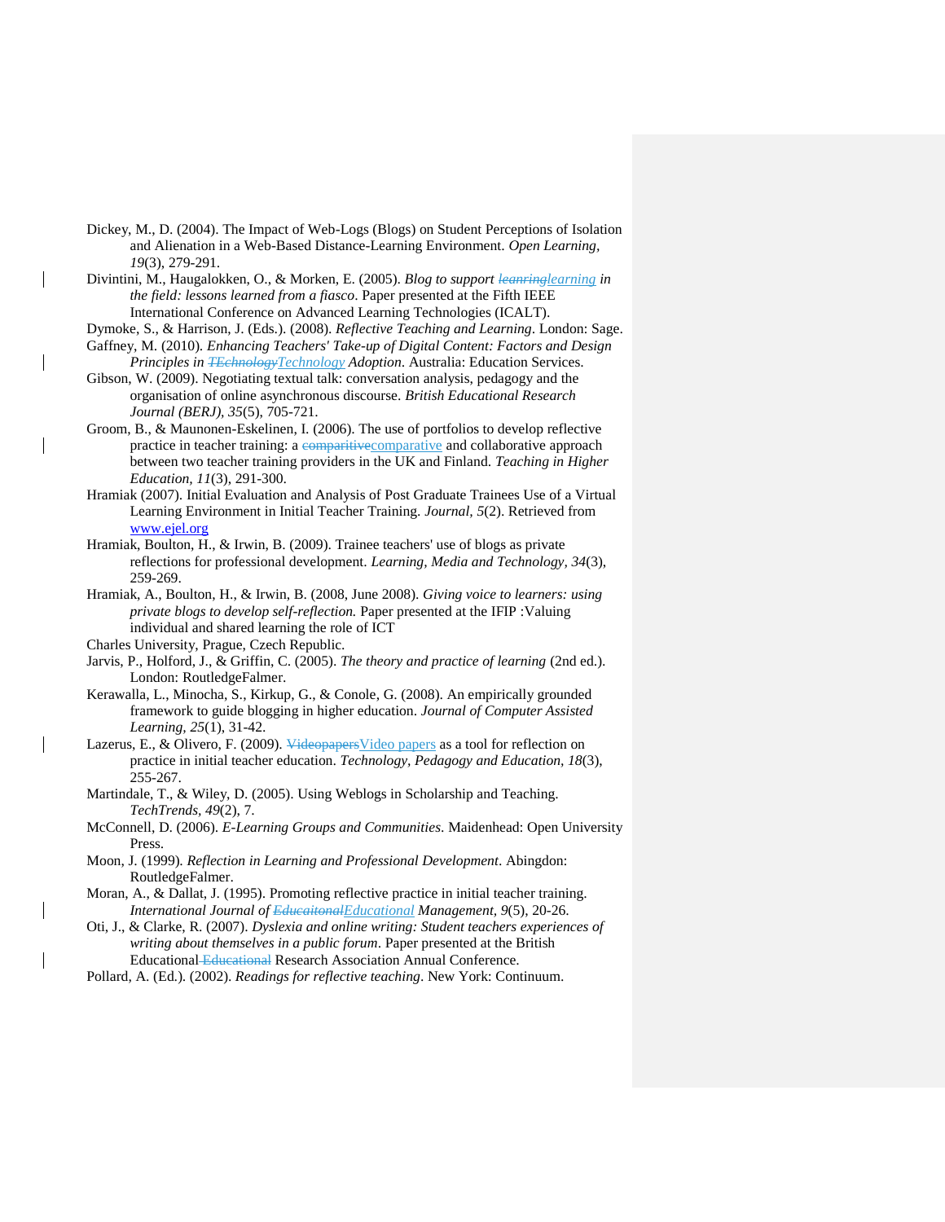Dickey, M., D. (2004). The Impact of Web-Logs (Blogs) on Student Perceptions of Isolation and Alienation in a Web-Based Distance-Learning Environment. *Open Learning, 19*(3), 279-291.

Divintini, M., Haugalokken, O., & Morken, E. (2005). *Blog to support learning in the field: lessons learned from a fiasco*. Paper presented at the Fifth IEEE International Conference on Advanced Learning Technologies (ICALT).

Dymoke, S., & Harrison, J. (Eds.). (2008). *Reflective Teaching and Learning*. London: Sage.

Gaffney, M. (2010). *Enhancing Teachers' Take-up of Digital Content: Factors and Design Principles in Technology Adoption*. Australia: Education Services.

Gibson, W. (2009). Negotiating textual talk: conversation analysis, pedagogy and the organisation of online asynchronous discourse. *British Educational Research Journal (BERJ), 35*(5), 705-721.

Groom, B., & Maunonen-Eskelinen, I. (2006). The use of portfolios to develop reflective practice in teacher training: a comparative and collaborative approach between two teacher training providers in the UK and Finland. *Teaching in Higher Education, 11*(3), 291-300.

Hramiak (2007). Initial Evaluation and Analysis of Post Graduate Trainees Use of a Virtual Learning Environment in Initial Teacher Training. *Journal, 5*(2). Retrieved from www.ejel.org

Hramiak, Boulton, H., & Irwin, B. (2009). Trainee teachers' use of blogs as private reflections for professional development. *Learning, Media and Technology, 34*(3), 259-269.

Hramiak, A., Boulton, H., & Irwin, B. (2008, June 2008). *Giving voice to learners: using private blogs to develop self-reflection.* Paper presented at the IFIP :Valuing individual and shared learning the role of ICT

Charles University, Prague, Czech Republic.

Jarvis, P., Holford, J., & Griffin, C. (2005). *The theory and practice of learning* (2nd ed.). London: RoutledgeFalmer.

Kerawalla, L., Minocha, S., Kirkup, G., & Conole, G. (2008). An empirically grounded framework to guide blogging in higher education. *Journal of Computer Assisted Learning, 25*(1), 31-42.

Lazerus, E., & Olivero, F. (2009). Video papers as a tool for reflection on practice in initial teacher education. *Technology, Pedagogy and Education, 18*(3), 255-267.

Martindale, T., & Wiley, D. (2005). Using Weblogs in Scholarship and Teaching. *TechTrends, 49*(2), 7.

McConnell, D. (2006). *E-Learning Groups and Communities*. Maidenhead: Open University Press.

Moon, J. (1999). *Reflection in Learning and Professional Development*. Abingdon: RoutledgeFalmer.

Moran, A., & Dallat, J. (1995). Promoting reflective practice in initial teacher training. *International Journal of Educational Management, 9*(5), 20-26.

Oti, J., & Clarke, R. (2007). *Dyslexia and online writing: Student teachers experiences of writing about themselves in a public forum*. Paper presented at the British Educational Research Association Annual Conference.

Pollard, A. (Ed.). (2002). *Readings for reflective teaching*. New York: Continuum.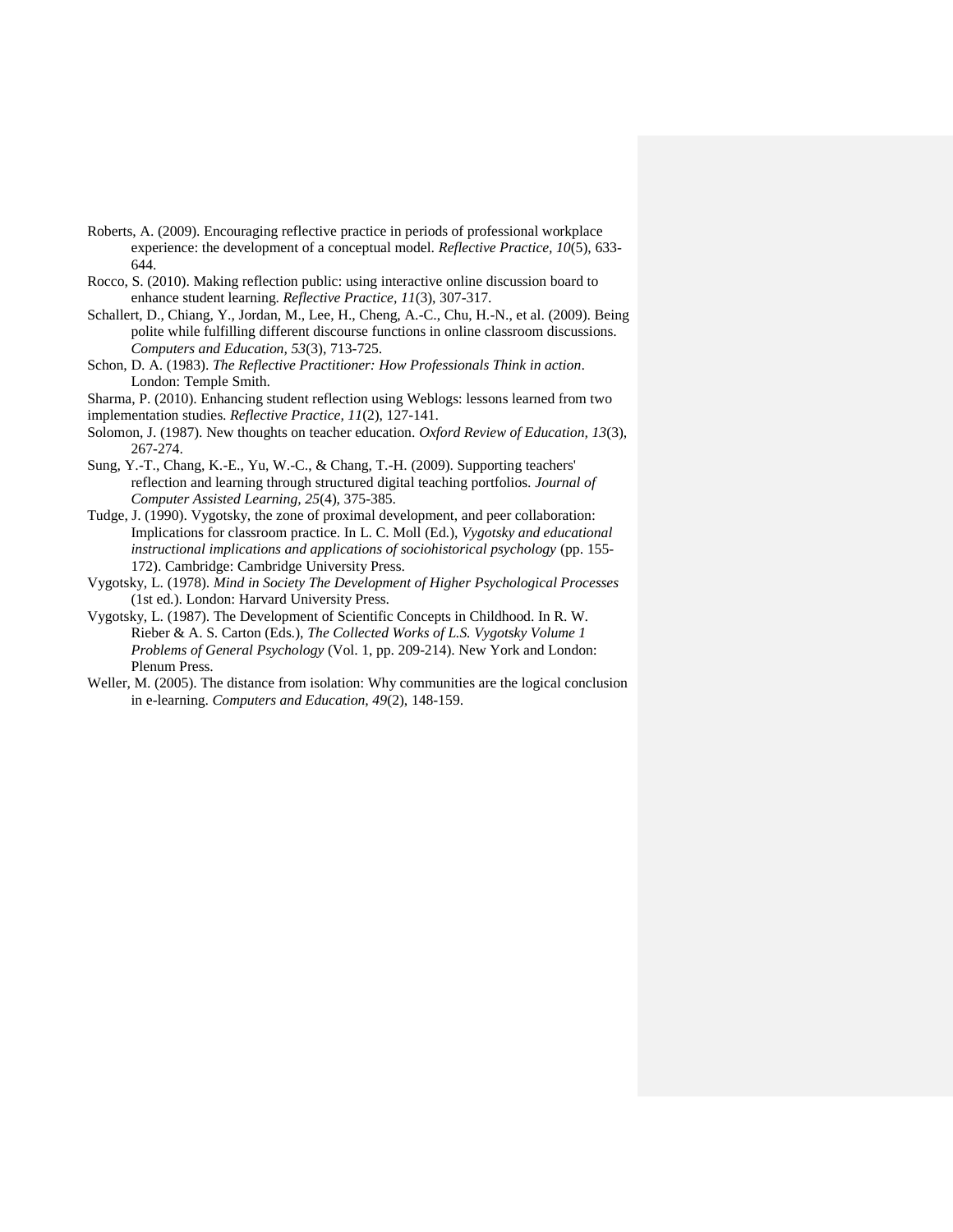Roberts, A. (2009). Encouraging reflective practice in periods of professional workplace experience: the development of a conceptual model. *Reflective Practice, 10*(5), 633-644.

Rocco, S. (2010). Making reflection public: using interactive online discussion board to enhance student learning. *Reflective Practice, 11*(3), 307-317.

Schallert, D., Chiang, Y., Jordan, M., Lee, H., Cheng, A.-C., Chu, H.-N., et al. (2009). Being polite while fulfilling different discourse functions in online classroom discussions. *Computers and Education, 53*(3), 713-725.

Schon, D. A. (1983). *The Reflective Practitioner: How Professionals Think in action*. London: Temple Smith.

Sharma, P. (2010). Enhancing student reflection using Weblogs: lessons learned from two implementation studies. *Reflective Practice, 11*(2), 127-141.

Solomon, J. (1987). New thoughts on teacher education. *Oxford Review of Education, 13*(3), 267-274.

Sung, Y.-T., Chang, K.-E., Yu, W.-C., & Chang, T.-H. (2009). Supporting teachers' reflection and learning through structured digital teaching portfolios. *Journal of Computer Assisted Learning, 25*(4), 375-385.

Tudge, J. (1990). Vygotsky, the zone of proximal development, and peer collaboration: Implications for classroom practice. In L. C. Moll (Ed.), *Vygotsky and educational instructional implications and applications of sociohistorical psychology* (pp. 155-172). Cambridge: Cambridge University Press.

Vygotsky, L. (1978). *Mind in Society The Development of Higher Psychological Processes* (1st ed.). London: Harvard University Press.

Vygotsky, L. (1987). The Development of Scientific Concepts in Childhood. In R. W. Rieber & A. S. Carton (Eds.), *The Collected Works of L.S. Vygotsky Volume 1 Problems of General Psychology* (Vol. 1, pp. 209-214). New York and London: Plenum Press.

Weller, M. (2005). The distance from isolation: Why communities are the logical conclusion in e-learning. *Computers and Education, 49*(2), 148-159.